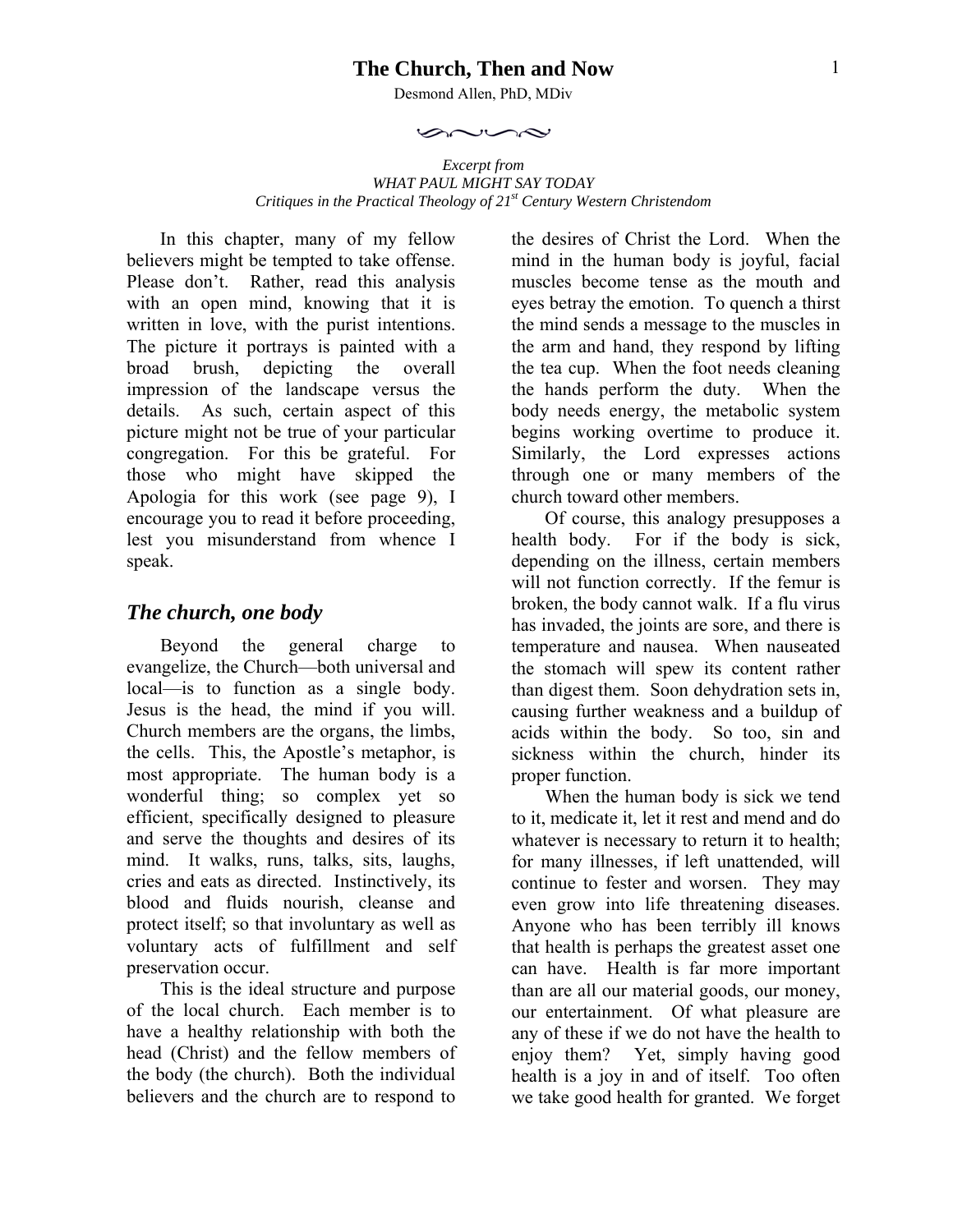# The Church, Then and Now

Desmond Allen, PhD, MDiv

*Excerpt from*
*WHAT PAUL MIGHT SAY TODAY*
*Critiques in the Practical Theology of 21st Century Western Christendom*

In this chapter, many of my fellow believers might be tempted to take offense. Please don't. Rather, read this analysis with an open mind, knowing that it is written in love, with the purist intentions. The picture it portrays is painted with a broad brush, depicting the overall impression of the landscape versus the details. As such, certain aspect of this picture might not be true of your particular congregation. For this be grateful. For those who might have skipped the Apologia for this work (see page 9), I encourage you to read it before proceeding, lest you misunderstand from whence I speak.

## *The church, one body*

Beyond the general charge to evangelize, the Church—both universal and local—is to function as a single body. Jesus is the head, the mind if you will. Church members are the organs, the limbs, the cells. This, the Apostle's metaphor, is most appropriate. The human body is a wonderful thing; so complex yet so efficient, specifically designed to pleasure and serve the thoughts and desires of its mind. It walks, runs, talks, sits, laughs, cries and eats as directed. Instinctively, its blood and fluids nourish, cleanse and protect itself; so that involuntary as well as voluntary acts of fulfillment and self preservation occur.

This is the ideal structure and purpose of the local church. Each member is to have a healthy relationship with both the head (Christ) and the fellow members of the body (the church). Both the individual believers and the church are to respond to the desires of Christ the Lord. When the mind in the human body is joyful, facial muscles become tense as the mouth and eyes betray the emotion. To quench a thirst the mind sends a message to the muscles in the arm and hand, they respond by lifting the tea cup. When the foot needs cleaning the hands perform the duty. When the body needs energy, the metabolic system begins working overtime to produce it. Similarly, the Lord expresses actions through one or many members of the church toward other members.

Of course, this analogy presupposes a health body. For if the body is sick, depending on the illness, certain members will not function correctly. If the femur is broken, the body cannot walk. If a flu virus has invaded, the joints are sore, and there is temperature and nausea. When nauseated the stomach will spew its content rather than digest them. Soon dehydration sets in, causing further weakness and a buildup of acids within the body. So too, sin and sickness within the church, hinder its proper function.

When the human body is sick we tend to it, medicate it, let it rest and mend and do whatever is necessary to return it to health; for many illnesses, if left unattended, will continue to fester and worsen. They may even grow into life threatening diseases. Anyone who has been terribly ill knows that health is perhaps the greatest asset one can have. Health is far more important than are all our material goods, our money, our entertainment. Of what pleasure are any of these if we do not have the health to enjoy them? Yet, simply having good health is a joy in and of itself. Too often we take good health for granted. We forget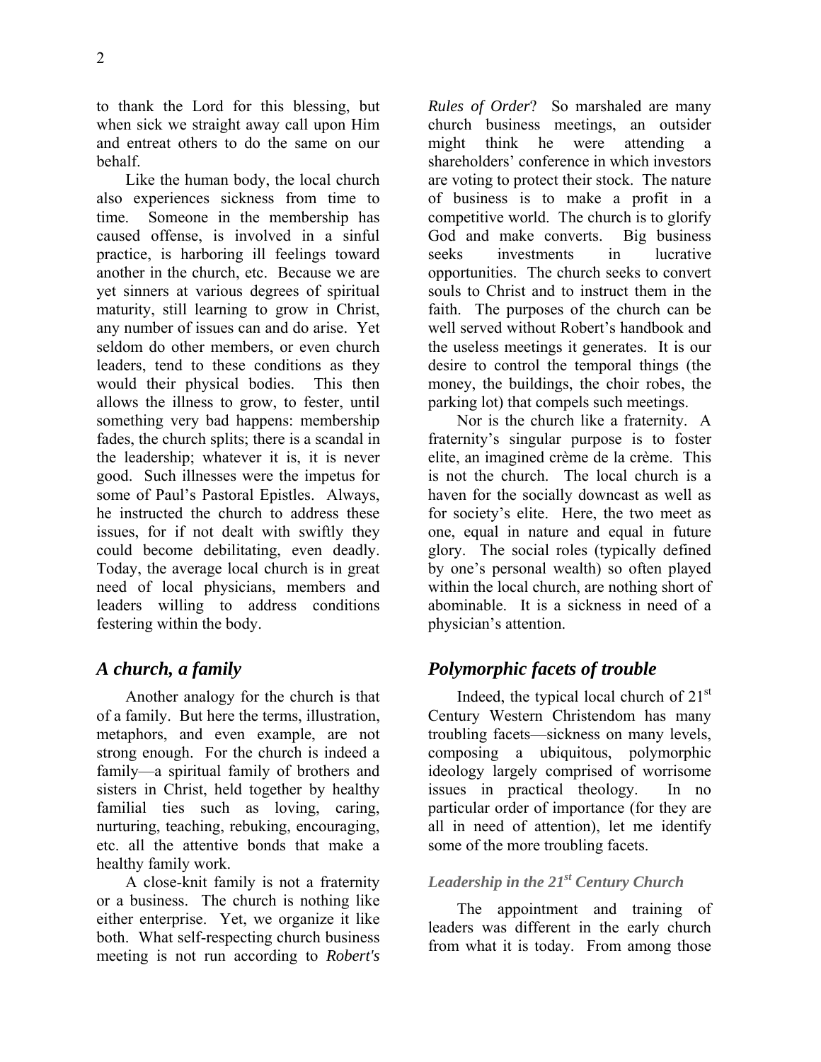to thank the Lord for this blessing, but when sick we straight away call upon Him and entreat others to do the same on our behalf.

Like the human body, the local church also experiences sickness from time to time. Someone in the membership has caused offense, is involved in a sinful practice, is harboring ill feelings toward another in the church, etc. Because we are yet sinners at various degrees of spiritual maturity, still learning to grow in Christ, any number of issues can and do arise. Yet seldom do other members, or even church leaders, tend to these conditions as they would their physical bodies. This then allows the illness to grow, to fester, until something very bad happens: membership fades, the church splits; there is a scandal in the leadership; whatever it is, it is never good. Such illnesses were the impetus for some of Paul's Pastoral Epistles. Always, he instructed the church to address these issues, for if not dealt with swiftly they could become debilitating, even deadly. Today, the average local church is in great need of local physicians, members and leaders willing to address conditions festering within the body.

## *A church, a family*

Another analogy for the church is that of a family. But here the terms, illustration, metaphors, and even example, are not strong enough. For the church is indeed a family—a spiritual family of brothers and sisters in Christ, held together by healthy familial ties such as loving, caring, nurturing, teaching, rebuking, encouraging, etc. all the attentive bonds that make a healthy family work.

A close-knit family is not a fraternity or a business. The church is nothing like either enterprise. Yet, we organize it like both. What self-respecting church business meeting is not run according to *Robert's Rules of Order*? So marshaled are many church business meetings, an outsider might think he were attending a shareholders' conference in which investors are voting to protect their stock. The nature of business is to make a profit in a competitive world. The church is to glorify God and make converts. Big business seeks investments in lucrative opportunities. The church seeks to convert souls to Christ and to instruct them in the faith. The purposes of the church can be well served without Robert's handbook and the useless meetings it generates. It is our desire to control the temporal things (the money, the buildings, the choir robes, the parking lot) that compels such meetings.

Nor is the church like a fraternity. A fraternity's singular purpose is to foster elite, an imagined crème de la crème. This is not the church. The local church is a haven for the socially downcast as well as for society's elite. Here, the two meet as one, equal in nature and equal in future glory. The social roles (typically defined by one's personal wealth) so often played within the local church, are nothing short of abominable. It is a sickness in need of a physician's attention.

## *Polymorphic facets of trouble*

Indeed, the typical local church of 21st Century Western Christendom has many troubling facets—sickness on many levels, composing a ubiquitous, polymorphic ideology largely comprised of worrisome issues in practical theology. In no particular order of importance (for they are all in need of attention), let me identify some of the more troubling facets.

### *Leadership in the 21st Century Church*

The appointment and training of leaders was different in the early church from what it is today. From among those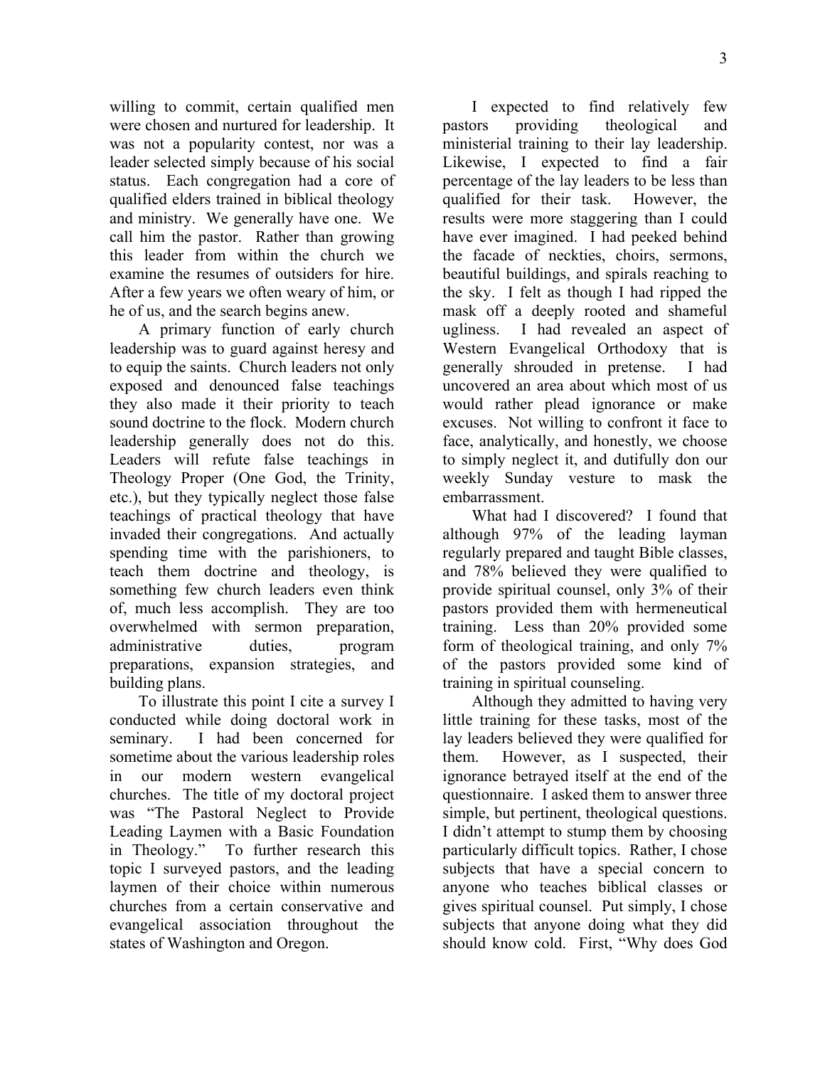willing to commit, certain qualified men were chosen and nurtured for leadership. It was not a popularity contest, nor was a leader selected simply because of his social status. Each congregation had a core of qualified elders trained in biblical theology and ministry. We generally have one. We call him the pastor. Rather than growing this leader from within the church we examine the resumes of outsiders for hire. After a few years we often weary of him, or he of us, and the search begins anew.

A primary function of early church leadership was to guard against heresy and to equip the saints. Church leaders not only exposed and denounced false teachings they also made it their priority to teach sound doctrine to the flock. Modern church leadership generally does not do this. Leaders will refute false teachings in Theology Proper (One God, the Trinity, etc.), but they typically neglect those false teachings of practical theology that have invaded their congregations. And actually spending time with the parishioners, to teach them doctrine and theology, is something few church leaders even think of, much less accomplish. They are too overwhelmed with sermon preparation, administrative duties, program preparations, expansion strategies, and building plans.

To illustrate this point I cite a survey I conducted while doing doctoral work in seminary. I had been concerned for sometime about the various leadership roles in our modern western evangelical churches. The title of my doctoral project was "The Pastoral Neglect to Provide Leading Laymen with a Basic Foundation in Theology." To further research this topic I surveyed pastors, and the leading laymen of their choice within numerous churches from a certain conservative and evangelical association throughout the states of Washington and Oregon.

I expected to find relatively few pastors providing theological and ministerial training to their lay leadership. Likewise, I expected to find a fair percentage of the lay leaders to be less than qualified for their task. However, the results were more staggering than I could have ever imagined. I had peeked behind the facade of neckties, choirs, sermons, beautiful buildings, and spirals reaching to the sky. I felt as though I had ripped the mask off a deeply rooted and shameful ugliness. I had revealed an aspect of Western Evangelical Orthodoxy that is generally shrouded in pretense. I had uncovered an area about which most of us would rather plead ignorance or make excuses. Not willing to confront it face to face, analytically, and honestly, we choose to simply neglect it, and dutifully don our weekly Sunday vesture to mask the embarrassment.

What had I discovered? I found that although 97% of the leading layman regularly prepared and taught Bible classes, and 78% believed they were qualified to provide spiritual counsel, only 3% of their pastors provided them with hermeneutical training. Less than 20% provided some form of theological training, and only 7% of the pastors provided some kind of training in spiritual counseling.

Although they admitted to having very little training for these tasks, most of the lay leaders believed they were qualified for them. However, as I suspected, their ignorance betrayed itself at the end of the questionnaire. I asked them to answer three simple, but pertinent, theological questions. I didn't attempt to stump them by choosing particularly difficult topics. Rather, I chose subjects that have a special concern to anyone who teaches biblical classes or gives spiritual counsel. Put simply, I chose subjects that anyone doing what they did should know cold. First, "Why does God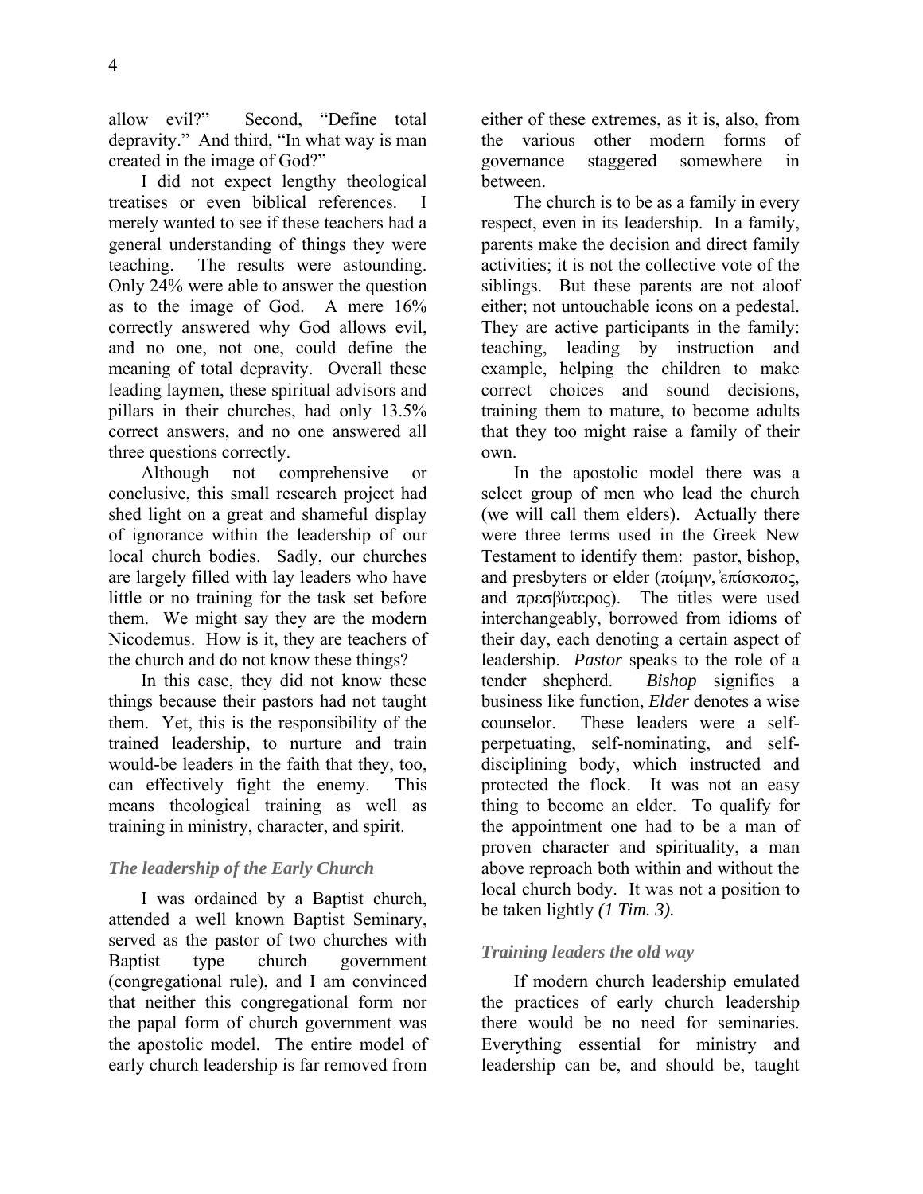allow evil?" Second, "Define total depravity." And third, "In what way is man created in the image of God?"

I did not expect lengthy theological treatises or even biblical references. I merely wanted to see if these teachers had a general understanding of things they were teaching. The results were astounding. Only 24% were able to answer the question as to the image of God. A mere 16% correctly answered why God allows evil, and no one, not one, could define the meaning of total depravity. Overall these leading laymen, these spiritual advisors and pillars in their churches, had only 13.5% correct answers, and no one answered all three questions correctly.

Although not comprehensive or conclusive, this small research project had shed light on a great and shameful display of ignorance within the leadership of our local church bodies. Sadly, our churches are largely filled with lay leaders who have little or no training for the task set before them. We might say they are the modern Nicodemus. How is it, they are teachers of the church and do not know these things?

In this case, they did not know these things because their pastors had not taught them. Yet, this is the responsibility of the trained leadership, to nurture and train would-be leaders in the faith that they, too, can effectively fight the enemy. This means theological training as well as training in ministry, character, and spirit.

### *The leadership of the Early Church*

I was ordained by a Baptist church, attended a well known Baptist Seminary, served as the pastor of two churches with Baptist type church government (congregational rule), and I am convinced that neither this congregational form nor the papal form of church government was the apostolic model. The entire model of early church leadership is far removed from either of these extremes, as it is, also, from the various other modern forms of governance staggered somewhere in between.

The church is to be as a family in every respect, even in its leadership. In a family, parents make the decision and direct family activities; it is not the collective vote of the siblings. But these parents are not aloof either; not untouchable icons on a pedestal. They are active participants in the family: teaching, leading by instruction and example, helping the children to make correct choices and sound decisions, training them to mature, to become adults that they too might raise a family of their own.

In the apostolic model there was a select group of men who lead the church (we will call them elders). Actually there were three terms used in the Greek New Testament to identify them: pastor, bishop, and presbyters or elder (ποίμην, ἐπίσκοπος, and πρεσβύτερος). The titles were used interchangeably, borrowed from idioms of their day, each denoting a certain aspect of leadership. *Pastor* speaks to the role of a tender shepherd. *Bishop* signifies a business like function, *Elder* denotes a wise counselor. These leaders were a self-perpetuating, self-nominating, and self-disciplining body, which instructed and protected the flock. It was not an easy thing to become an elder. To qualify for the appointment one had to be a man of proven character and spirituality, a man above reproach both within and without the local church body. It was not a position to be taken lightly *(1 Tim. 3).*

### *Training leaders the old way*

If modern church leadership emulated the practices of early church leadership there would be no need for seminaries. Everything essential for ministry and leadership can be, and should be, taught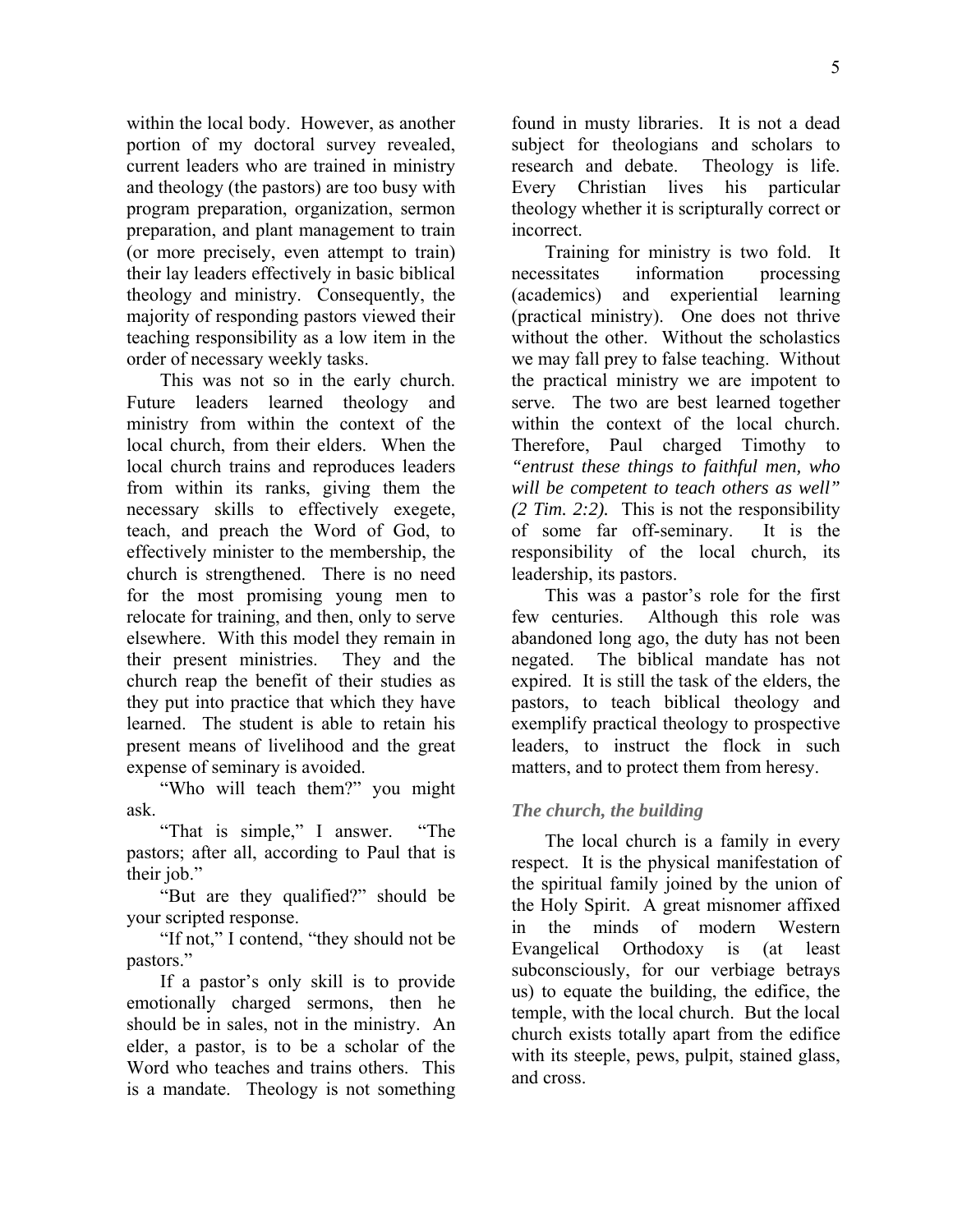within the local body. However, as another portion of my doctoral survey revealed, current leaders who are trained in ministry and theology (the pastors) are too busy with program preparation, organization, sermon preparation, and plant management to train (or more precisely, even attempt to train) their lay leaders effectively in basic biblical theology and ministry. Consequently, the majority of responding pastors viewed their teaching responsibility as a low item in the order of necessary weekly tasks.

This was not so in the early church. Future leaders learned theology and ministry from within the context of the local church, from their elders. When the local church trains and reproduces leaders from within its ranks, giving them the necessary skills to effectively exegete, teach, and preach the Word of God, to effectively minister to the membership, the church is strengthened. There is no need for the most promising young men to relocate for training, and then, only to serve elsewhere. With this model they remain in their present ministries. They and the church reap the benefit of their studies as they put into practice that which they have learned. The student is able to retain his present means of livelihood and the great expense of seminary is avoided.

"Who will teach them?" you might ask.

"That is simple," I answer. "The pastors; after all, according to Paul that is their job."

"But are they qualified?" should be your scripted response.

"If not," I contend, "they should not be pastors."

If a pastor's only skill is to provide emotionally charged sermons, then he should be in sales, not in the ministry. An elder, a pastor, is to be a scholar of the Word who teaches and trains others. This is a mandate. Theology is not something found in musty libraries. It is not a dead subject for theologians and scholars to research and debate. Theology is life. Every Christian lives his particular theology whether it is scripturally correct or incorrect.

Training for ministry is two fold. It necessitates information processing (academics) and experiential learning (practical ministry). One does not thrive without the other. Without the scholastics we may fall prey to false teaching. Without the practical ministry we are impotent to serve. The two are best learned together within the context of the local church. Therefore, Paul charged Timothy to *"entrust these things to faithful men, who will be competent to teach others as well" (2 Tim. 2:2).* This is not the responsibility of some far off-seminary. It is the responsibility of the local church, its leadership, its pastors.

This was a pastor's role for the first few centuries. Although this role was abandoned long ago, the duty has not been negated. The biblical mandate has not expired. It is still the task of the elders, the pastors, to teach biblical theology and exemplify practical theology to prospective leaders, to instruct the flock in such matters, and to protect them from heresy.

### *The church, the building*

The local church is a family in every respect. It is the physical manifestation of the spiritual family joined by the union of the Holy Spirit. A great misnomer affixed in the minds of modern Western Evangelical Orthodoxy is (at least subconsciously, for our verbiage betrays us) to equate the building, the edifice, the temple, with the local church. But the local church exists totally apart from the edifice with its steeple, pews, pulpit, stained glass, and cross.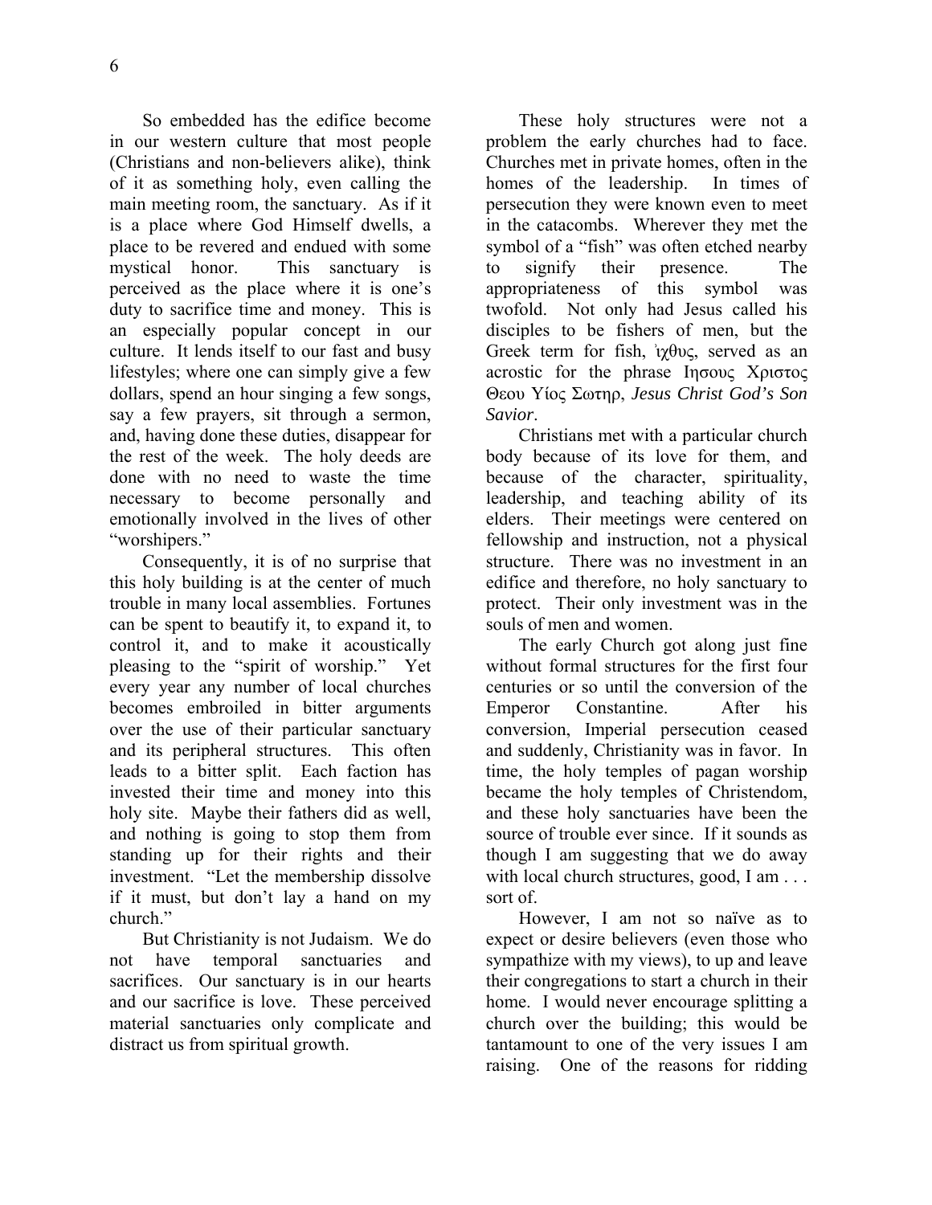So embedded has the edifice become in our western culture that most people (Christians and non-believers alike), think of it as something holy, even calling the main meeting room, the sanctuary. As if it is a place where God Himself dwells, a place to be revered and endued with some mystical honor. This sanctuary is perceived as the place where it is one's duty to sacrifice time and money. This is an especially popular concept in our culture. It lends itself to our fast and busy lifestyles; where one can simply give a few dollars, spend an hour singing a few songs, say a few prayers, sit through a sermon, and, having done these duties, disappear for the rest of the week. The holy deeds are done with no need to waste the time necessary to become personally and emotionally involved in the lives of other "worshipers."

Consequently, it is of no surprise that this holy building is at the center of much trouble in many local assemblies. Fortunes can be spent to beautify it, to expand it, to control it, and to make it acoustically pleasing to the "spirit of worship." Yet every year any number of local churches becomes embroiled in bitter arguments over the use of their particular sanctuary and its peripheral structures. This often leads to a bitter split. Each faction has invested their time and money into this holy site. Maybe their fathers did as well, and nothing is going to stop them from standing up for their rights and their investment. "Let the membership dissolve if it must, but don't lay a hand on my church."

But Christianity is not Judaism. We do not have temporal sanctuaries and sacrifices. Our sanctuary is in our hearts and our sacrifice is love. These perceived material sanctuaries only complicate and distract us from spiritual growth.

These holy structures were not a problem the early churches had to face. Churches met in private homes, often in the homes of the leadership. In times of persecution they were known even to meet in the catacombs. Wherever they met the symbol of a "fish" was often etched nearby to signify their presence. The appropriateness of this symbol was twofold. Not only had Jesus called his disciples to be fishers of men, but the Greek term for fish, ἰχθυς, served as an acrostic for the phrase Ιησους Χριστος Θεου Υίος Σωτηρ, *Jesus Christ God's Son Savior*.

Christians met with a particular church body because of its love for them, and because of the character, spirituality, leadership, and teaching ability of its elders. Their meetings were centered on fellowship and instruction, not a physical structure. There was no investment in an edifice and therefore, no holy sanctuary to protect. Their only investment was in the souls of men and women.

The early Church got along just fine without formal structures for the first four centuries or so until the conversion of the Emperor Constantine. After his conversion, Imperial persecution ceased and suddenly, Christianity was in favor. In time, the holy temples of pagan worship became the holy temples of Christendom, and these holy sanctuaries have been the source of trouble ever since. If it sounds as though I am suggesting that we do away with local church structures, good, I am . . . sort of.

However, I am not so naïve as to expect or desire believers (even those who sympathize with my views), to up and leave their congregations to start a church in their home. I would never encourage splitting a church over the building; this would be tantamount to one of the very issues I am raising. One of the reasons for ridding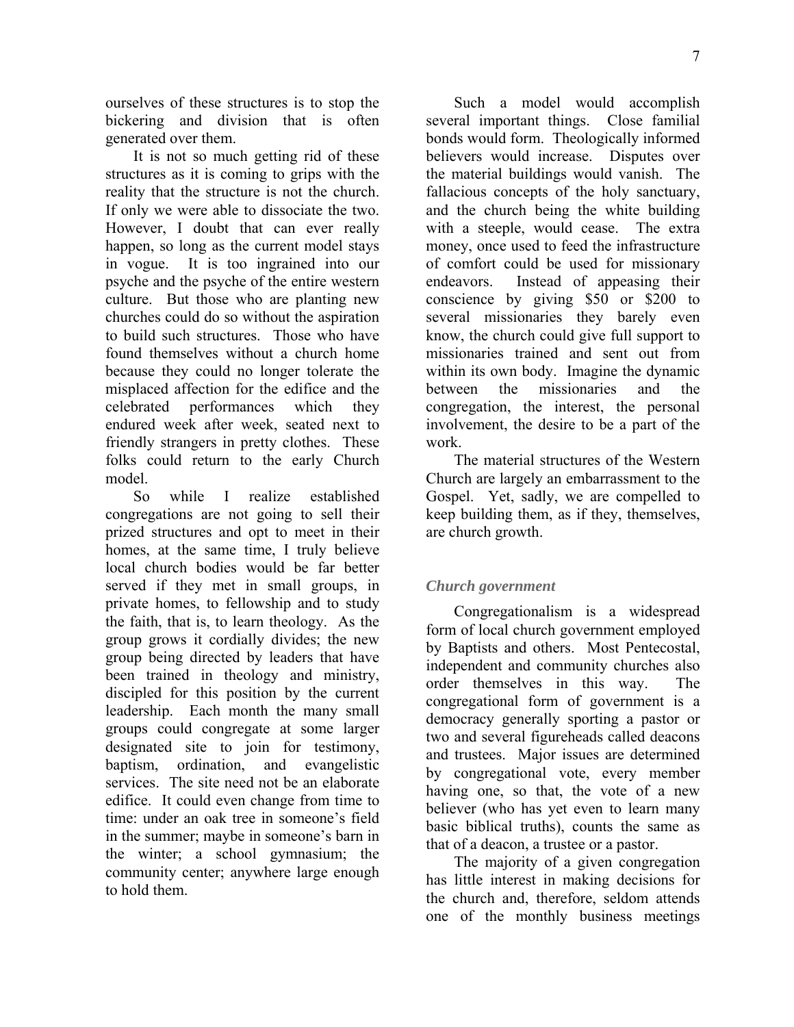ourselves of these structures is to stop the bickering and division that is often generated over them.

It is not so much getting rid of these structures as it is coming to grips with the reality that the structure is not the church. If only we were able to dissociate the two. However, I doubt that can ever really happen, so long as the current model stays in vogue. It is too ingrained into our psyche and the psyche of the entire western culture. But those who are planting new churches could do so without the aspiration to build such structures. Those who have found themselves without a church home because they could no longer tolerate the misplaced affection for the edifice and the celebrated performances which they endured week after week, seated next to friendly strangers in pretty clothes. These folks could return to the early Church model.

So while I realize established congregations are not going to sell their prized structures and opt to meet in their homes, at the same time, I truly believe local church bodies would be far better served if they met in small groups, in private homes, to fellowship and to study the faith, that is, to learn theology. As the group grows it cordially divides; the new group being directed by leaders that have been trained in theology and ministry, discipled for this position by the current leadership. Each month the many small groups could congregate at some larger designated site to join for testimony, baptism, ordination, and evangelistic services. The site need not be an elaborate edifice. It could even change from time to time: under an oak tree in someone's field in the summer; maybe in someone's barn in the winter; a school gymnasium; the community center; anywhere large enough to hold them.

Such a model would accomplish several important things. Close familial bonds would form. Theologically informed believers would increase. Disputes over the material buildings would vanish. The fallacious concepts of the holy sanctuary, and the church being the white building with a steeple, would cease. The extra money, once used to feed the infrastructure of comfort could be used for missionary endeavors. Instead of appeasing their conscience by giving $50 or $200 to several missionaries they barely even know, the church could give full support to missionaries trained and sent out from within its own body. Imagine the dynamic between the missionaries and the congregation, the interest, the personal involvement, the desire to be a part of the work.

The material structures of the Western Church are largely an embarrassment to the Gospel. Yet, sadly, we are compelled to keep building them, as if they, themselves, are church growth.

### *Church government*

Congregationalism is a widespread form of local church government employed by Baptists and others. Most Pentecostal, independent and community churches also order themselves in this way. The congregational form of government is a democracy generally sporting a pastor or two and several figureheads called deacons and trustees. Major issues are determined by congregational vote, every member having one, so that, the vote of a new believer (who has yet even to learn many basic biblical truths), counts the same as that of a deacon, a trustee or a pastor.

The majority of a given congregation has little interest in making decisions for the church and, therefore, seldom attends one of the monthly business meetings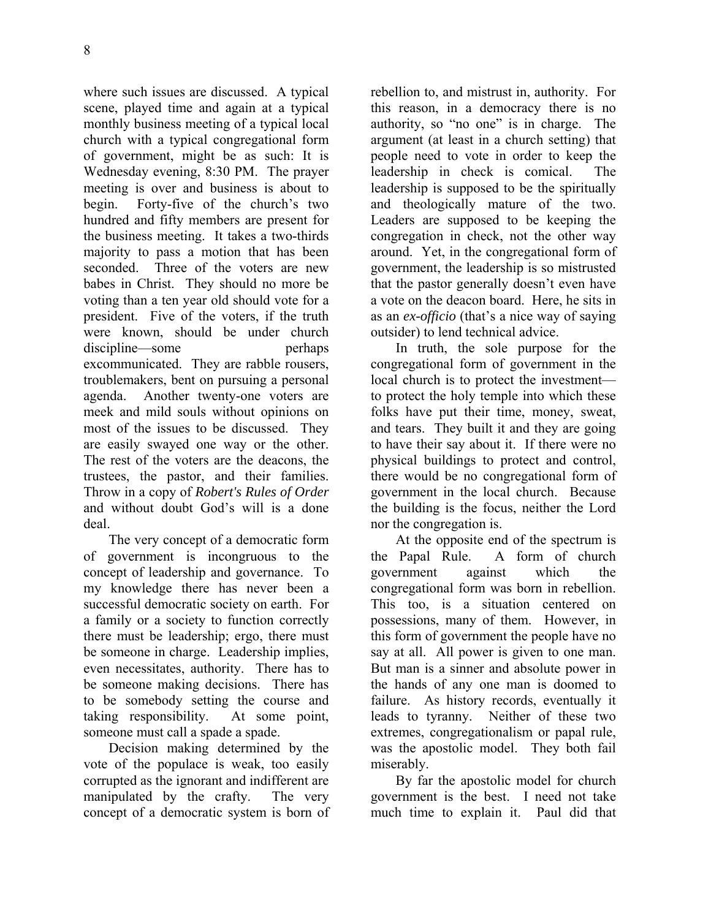where such issues are discussed. A typical scene, played time and again at a typical monthly business meeting of a typical local church with a typical congregational form of government, might be as such: It is Wednesday evening, 8:30 PM. The prayer meeting is over and business is about to begin. Forty-five of the church's two hundred and fifty members are present for the business meeting. It takes a two-thirds majority to pass a motion that has been seconded. Three of the voters are new babes in Christ. They should no more be voting than a ten year old should vote for a president. Five of the voters, if the truth were known, should be under church discipline—some perhaps excommunicated. They are rabble rousers, troublemakers, bent on pursuing a personal agenda. Another twenty-one voters are meek and mild souls without opinions on most of the issues to be discussed. They are easily swayed one way or the other. The rest of the voters are the deacons, the trustees, the pastor, and their families. Throw in a copy of *Robert's Rules of Order* and without doubt God's will is a done deal.

The very concept of a democratic form of government is incongruous to the concept of leadership and governance. To my knowledge there has never been a successful democratic society on earth. For a family or a society to function correctly there must be leadership; ergo, there must be someone in charge. Leadership implies, even necessitates, authority. There has to be someone making decisions. There has to be somebody setting the course and taking responsibility. At some point, someone must call a spade a spade.

Decision making determined by the vote of the populace is weak, too easily corrupted as the ignorant and indifferent are manipulated by the crafty. The very concept of a democratic system is born of rebellion to, and mistrust in, authority. For this reason, in a democracy there is no authority, so "no one" is in charge. The argument (at least in a church setting) that people need to vote in order to keep the leadership in check is comical. The leadership is supposed to be the spiritually and theologically mature of the two. Leaders are supposed to be keeping the congregation in check, not the other way around. Yet, in the congregational form of government, the leadership is so mistrusted that the pastor generally doesn't even have a vote on the deacon board. Here, he sits in as an *ex-officio* (that's a nice way of saying outsider) to lend technical advice.

In truth, the sole purpose for the congregational form of government in the local church is to protect the investment—to protect the holy temple into which these folks have put their time, money, sweat, and tears. They built it and they are going to have their say about it. If there were no physical buildings to protect and control, there would be no congregational form of government in the local church. Because the building is the focus, neither the Lord nor the congregation is.

At the opposite end of the spectrum is the Papal Rule. A form of church government against which the congregational form was born in rebellion. This too, is a situation centered on possessions, many of them. However, in this form of government the people have no say at all. All power is given to one man. But man is a sinner and absolute power in the hands of any one man is doomed to failure. As history records, eventually it leads to tyranny. Neither of these two extremes, congregationalism or papal rule, was the apostolic model. They both fail miserably.

By far the apostolic model for church government is the best. I need not take much time to explain it. Paul did that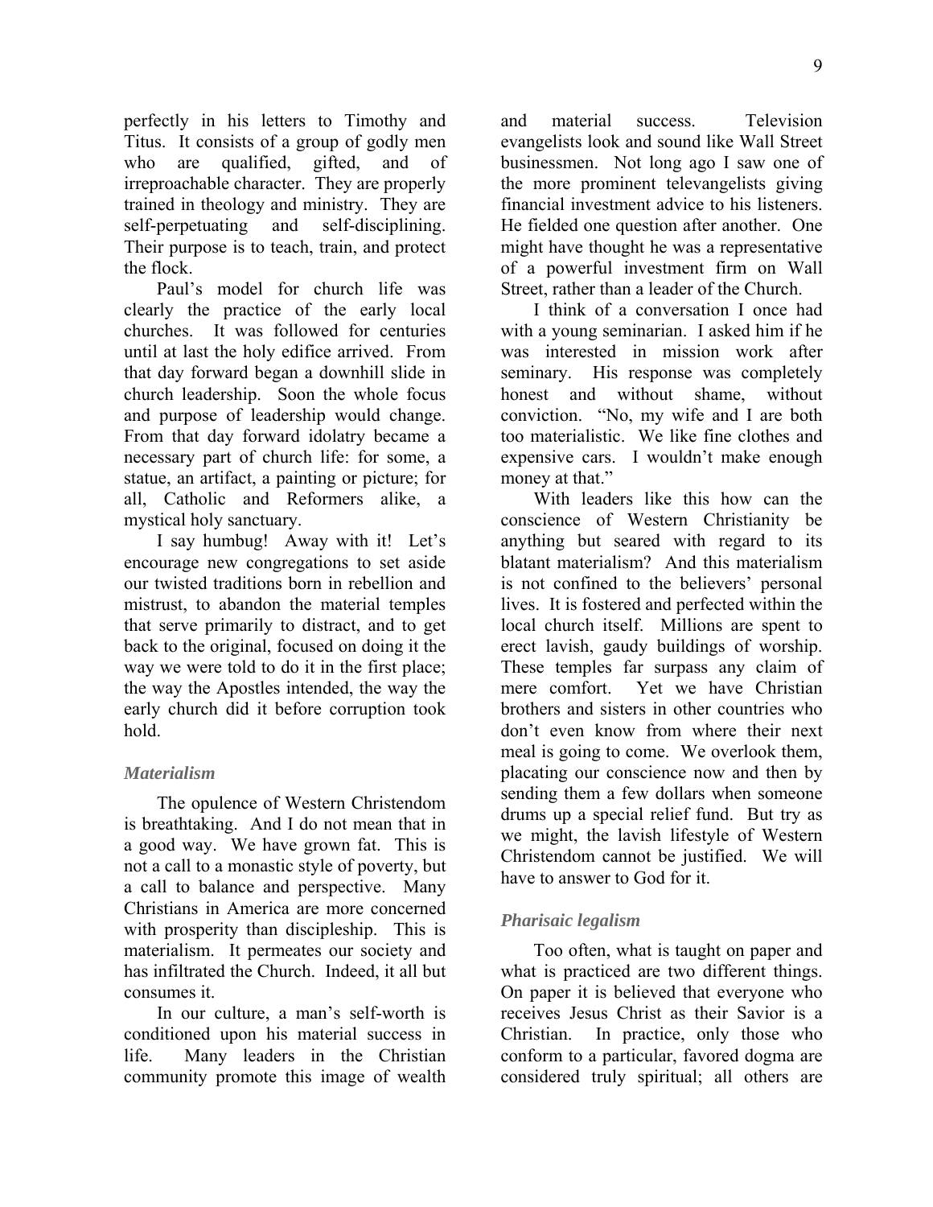perfectly in his letters to Timothy and Titus. It consists of a group of godly men who are qualified, gifted, and of irreproachable character. They are properly trained in theology and ministry. They are self-perpetuating and self-disciplining. Their purpose is to teach, train, and protect the flock.

Paul's model for church life was clearly the practice of the early local churches. It was followed for centuries until at last the holy edifice arrived. From that day forward began a downhill slide in church leadership. Soon the whole focus and purpose of leadership would change. From that day forward idolatry became a necessary part of church life: for some, a statue, an artifact, a painting or picture; for all, Catholic and Reformers alike, a mystical holy sanctuary.

I say humbug! Away with it! Let's encourage new congregations to set aside our twisted traditions born in rebellion and mistrust, to abandon the material temples that serve primarily to distract, and to get back to the original, focused on doing it the way we were told to do it in the first place; the way the Apostles intended, the way the early church did it before corruption took hold.

### *Materialism*

The opulence of Western Christendom is breathtaking. And I do not mean that in a good way. We have grown fat. This is not a call to a monastic style of poverty, but a call to balance and perspective. Many Christians in America are more concerned with prosperity than discipleship. This is materialism. It permeates our society and has infiltrated the Church. Indeed, it all but consumes it.

In our culture, a man's self-worth is conditioned upon his material success in life. Many leaders in the Christian community promote this image of wealth and material success. Television evangelists look and sound like Wall Street businessmen. Not long ago I saw one of the more prominent televangelists giving financial investment advice to his listeners. He fielded one question after another. One might have thought he was a representative of a powerful investment firm on Wall Street, rather than a leader of the Church.

I think of a conversation I once had with a young seminarian. I asked him if he was interested in mission work after seminary. His response was completely honest and without shame, without conviction. "No, my wife and I are both too materialistic. We like fine clothes and expensive cars. I wouldn't make enough money at that."

With leaders like this how can the conscience of Western Christianity be anything but seared with regard to its blatant materialism? And this materialism is not confined to the believers' personal lives. It is fostered and perfected within the local church itself. Millions are spent to erect lavish, gaudy buildings of worship. These temples far surpass any claim of mere comfort. Yet we have Christian brothers and sisters in other countries who don't even know from where their next meal is going to come. We overlook them, placating our conscience now and then by sending them a few dollars when someone drums up a special relief fund. But try as we might, the lavish lifestyle of Western Christendom cannot be justified. We will have to answer to God for it.

### *Pharisaic legalism*

Too often, what is taught on paper and what is practiced are two different things. On paper it is believed that everyone who receives Jesus Christ as their Savior is a Christian. In practice, only those who conform to a particular, favored dogma are considered truly spiritual; all others are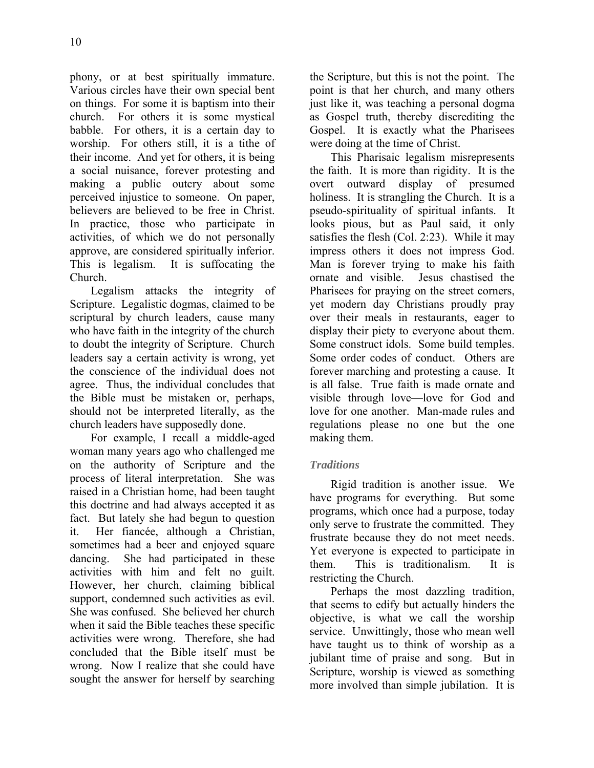phony, or at best spiritually immature. Various circles have their own special bent on things. For some it is baptism into their church. For others it is some mystical babble. For others, it is a certain day to worship. For others still, it is a tithe of their income. And yet for others, it is being a social nuisance, forever protesting and making a public outcry about some perceived injustice to someone. On paper, believers are believed to be free in Christ. In practice, those who participate in activities, of which we do not personally approve, are considered spiritually inferior. This is legalism. It is suffocating the Church.

Legalism attacks the integrity of Scripture. Legalistic dogmas, claimed to be scriptural by church leaders, cause many who have faith in the integrity of the church to doubt the integrity of Scripture. Church leaders say a certain activity is wrong, yet the conscience of the individual does not agree. Thus, the individual concludes that the Bible must be mistaken or, perhaps, should not be interpreted literally, as the church leaders have supposedly done.

For example, I recall a middle-aged woman many years ago who challenged me on the authority of Scripture and the process of literal interpretation. She was raised in a Christian home, had been taught this doctrine and had always accepted it as fact. But lately she had begun to question it. Her fiancée, although a Christian, sometimes had a beer and enjoyed square dancing. She had participated in these activities with him and felt no guilt. However, her church, claiming biblical support, condemned such activities as evil. She was confused. She believed her church when it said the Bible teaches these specific activities were wrong. Therefore, she had concluded that the Bible itself must be wrong. Now I realize that she could have sought the answer for herself by searching the Scripture, but this is not the point. The point is that her church, and many others just like it, was teaching a personal dogma as Gospel truth, thereby discrediting the Gospel. It is exactly what the Pharisees were doing at the time of Christ.

This Pharisaic legalism misrepresents the faith. It is more than rigidity. It is the overt outward display of presumed holiness. It is strangling the Church. It is a pseudo-spirituality of spiritual infants. It looks pious, but as Paul said, it only satisfies the flesh (Col. 2:23). While it may impress others it does not impress God. Man is forever trying to make his faith ornate and visible. Jesus chastised the Pharisees for praying on the street corners, yet modern day Christians proudly pray over their meals in restaurants, eager to display their piety to everyone about them. Some construct idols. Some build temples. Some order codes of conduct. Others are forever marching and protesting a cause. It is all false. True faith is made ornate and visible through love—love for God and love for one another. Man-made rules and regulations please no one but the one making them.

### *Traditions*

Rigid tradition is another issue. We have programs for everything. But some programs, which once had a purpose, today only serve to frustrate the committed. They frustrate because they do not meet needs. Yet everyone is expected to participate in them. This is traditionalism. It is restricting the Church.

Perhaps the most dazzling tradition, that seems to edify but actually hinders the objective, is what we call the worship service. Unwittingly, those who mean well have taught us to think of worship as a jubilant time of praise and song. But in Scripture, worship is viewed as something more involved than simple jubilation. It is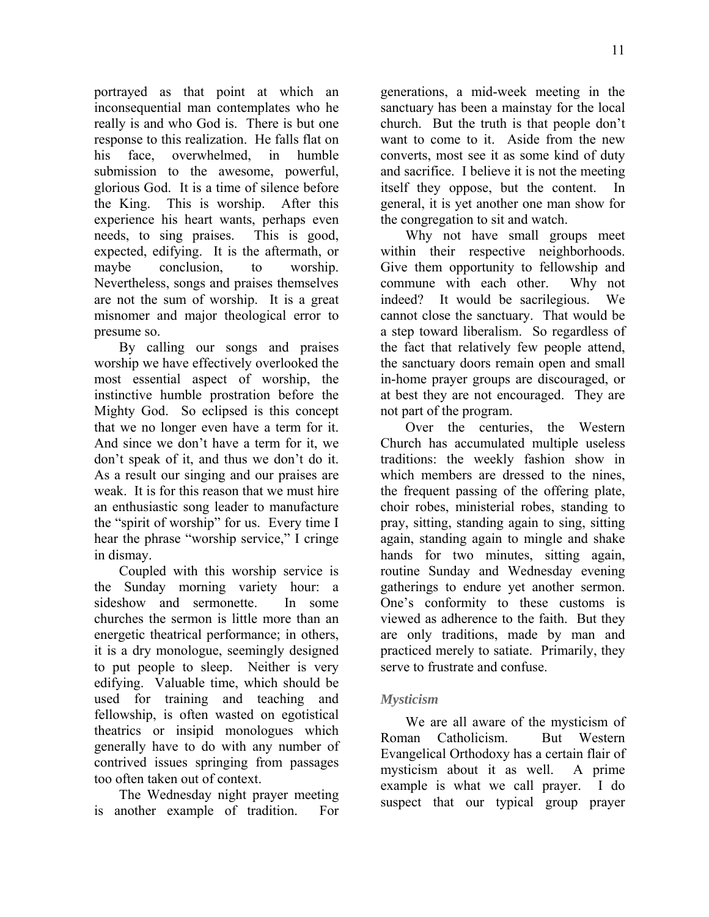portrayed as that point at which an inconsequential man contemplates who he really is and who God is. There is but one response to this realization. He falls flat on his face, overwhelmed, in humble submission to the awesome, powerful, glorious God. It is a time of silence before the King. This is worship. After this experience his heart wants, perhaps even needs, to sing praises. This is good, expected, edifying. It is the aftermath, or maybe conclusion, to worship. Nevertheless, songs and praises themselves are not the sum of worship. It is a great misnomer and major theological error to presume so.

By calling our songs and praises worship we have effectively overlooked the most essential aspect of worship, the instinctive humble prostration before the Mighty God. So eclipsed is this concept that we no longer even have a term for it. And since we don't have a term for it, we don't speak of it, and thus we don't do it. As a result our singing and our praises are weak. It is for this reason that we must hire an enthusiastic song leader to manufacture the "spirit of worship" for us. Every time I hear the phrase "worship service," I cringe in dismay.

Coupled with this worship service is the Sunday morning variety hour: a sideshow and sermonette. In some churches the sermon is little more than an energetic theatrical performance; in others, it is a dry monologue, seemingly designed to put people to sleep. Neither is very edifying. Valuable time, which should be used for training and teaching and fellowship, is often wasted on egotistical theatrics or insipid monologues which generally have to do with any number of contrived issues springing from passages too often taken out of context.

The Wednesday night prayer meeting is another example of tradition. For generations, a mid-week meeting in the sanctuary has been a mainstay for the local church. But the truth is that people don't want to come to it. Aside from the new converts, most see it as some kind of duty and sacrifice. I believe it is not the meeting itself they oppose, but the content. In general, it is yet another one man show for the congregation to sit and watch.

Why not have small groups meet within their respective neighborhoods. Give them opportunity to fellowship and commune with each other. Why not indeed? It would be sacrilegious. We cannot close the sanctuary. That would be a step toward liberalism. So regardless of the fact that relatively few people attend, the sanctuary doors remain open and small in-home prayer groups are discouraged, or at best they are not encouraged. They are not part of the program.

Over the centuries, the Western Church has accumulated multiple useless traditions: the weekly fashion show in which members are dressed to the nines, the frequent passing of the offering plate, choir robes, ministerial robes, standing to pray, sitting, standing again to sing, sitting again, standing again to mingle and shake hands for two minutes, sitting again, routine Sunday and Wednesday evening gatherings to endure yet another sermon. One's conformity to these customs is viewed as adherence to the faith. But they are only traditions, made by man and practiced merely to satiate. Primarily, they serve to frustrate and confuse.

### *Mysticism*

We are all aware of the mysticism of Roman Catholicism. But Western Evangelical Orthodoxy has a certain flair of mysticism about it as well. A prime example is what we call prayer. I do suspect that our typical group prayer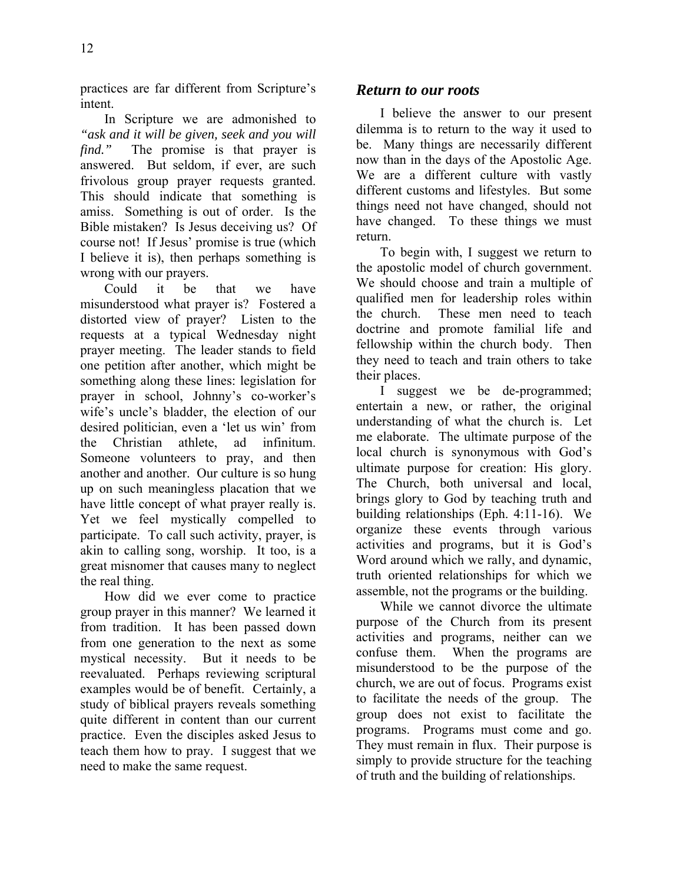practices are far different from Scripture's intent.

In Scripture we are admonished to *"ask and it will be given, seek and you will find."* The promise is that prayer is answered. But seldom, if ever, are such frivolous group prayer requests granted. This should indicate that something is amiss. Something is out of order. Is the Bible mistaken? Is Jesus deceiving us? Of course not! If Jesus' promise is true (which I believe it is), then perhaps something is wrong with our prayers.

Could it be that we have misunderstood what prayer is? Fostered a distorted view of prayer? Listen to the requests at a typical Wednesday night prayer meeting. The leader stands to field one petition after another, which might be something along these lines: legislation for prayer in school, Johnny's co-worker's wife's uncle's bladder, the election of our desired politician, even a 'let us win' from the Christian athlete, ad infinitum. Someone volunteers to pray, and then another and another. Our culture is so hung up on such meaningless placation that we have little concept of what prayer really is. Yet we feel mystically compelled to participate. To call such activity, prayer, is akin to calling song, worship. It too, is a great misnomer that causes many to neglect the real thing.

How did we ever come to practice group prayer in this manner? We learned it from tradition. It has been passed down from one generation to the next as some mystical necessity. But it needs to be reevaluated. Perhaps reviewing scriptural examples would be of benefit. Certainly, a study of biblical prayers reveals something quite different in content than our current practice. Even the disciples asked Jesus to teach them how to pray. I suggest that we need to make the same request.

## *Return to our roots*

I believe the answer to our present dilemma is to return to the way it used to be. Many things are necessarily different now than in the days of the Apostolic Age. We are a different culture with vastly different customs and lifestyles. But some things need not have changed, should not have changed. To these things we must return.

To begin with, I suggest we return to the apostolic model of church government. We should choose and train a multiple of qualified men for leadership roles within the church. These men need to teach doctrine and promote familial life and fellowship within the church body. Then they need to teach and train others to take their places.

I suggest we be de-programmed; entertain a new, or rather, the original understanding of what the church is. Let me elaborate. The ultimate purpose of the local church is synonymous with God's ultimate purpose for creation: His glory. The Church, both universal and local, brings glory to God by teaching truth and building relationships (Eph. 4:11-16). We organize these events through various activities and programs, but it is God's Word around which we rally, and dynamic, truth oriented relationships for which we assemble, not the programs or the building.

While we cannot divorce the ultimate purpose of the Church from its present activities and programs, neither can we confuse them. When the programs are misunderstood to be the purpose of the church, we are out of focus. Programs exist to facilitate the needs of the group. The group does not exist to facilitate the programs. Programs must come and go. They must remain in flux. Their purpose is simply to provide structure for the teaching of truth and the building of relationships.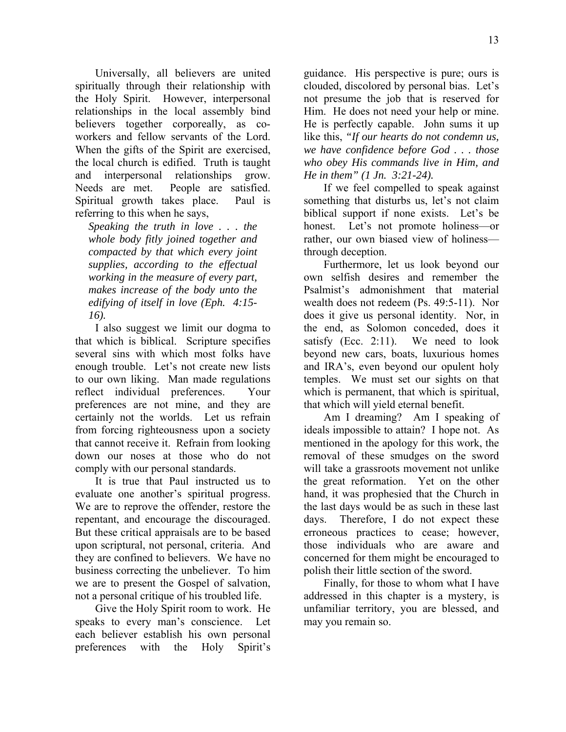Universally, all believers are united spiritually through their relationship with the Holy Spirit. However, interpersonal relationships in the local assembly bind believers together corporeally, as co-workers and fellow servants of the Lord. When the gifts of the Spirit are exercised, the local church is edified. Truth is taught and interpersonal relationships grow. Needs are met. People are satisfied. Spiritual growth takes place. Paul is referring to this when he says,

> *Speaking the truth in love . . . the whole body fitly joined together and compacted by that which every joint supplies, according to the effectual working in the measure of every part, makes increase of the body unto the edifying of itself in love (Eph. 4:15-16).*

I also suggest we limit our dogma to that which is biblical. Scripture specifies several sins with which most folks have enough trouble. Let's not create new lists to our own liking. Man made regulations reflect individual preferences. Your preferences are not mine, and they are certainly not the worlds. Let us refrain from forcing righteousness upon a society that cannot receive it. Refrain from looking down our noses at those who do not comply with our personal standards.

It is true that Paul instructed us to evaluate one another's spiritual progress. We are to reprove the offender, restore the repentant, and encourage the discouraged. But these critical appraisals are to be based upon scriptural, not personal, criteria. And they are confined to believers. We have no business correcting the unbeliever. To him we are to present the Gospel of salvation, not a personal critique of his troubled life.

Give the Holy Spirit room to work. He speaks to every man's conscience. Let each believer establish his own personal preferences with the Holy Spirit's guidance. His perspective is pure; ours is clouded, discolored by personal bias. Let's not presume the job that is reserved for Him. He does not need your help or mine. He is perfectly capable. John sums it up like this, *"If our hearts do not condemn us, we have confidence before God . . . those who obey His commands live in Him, and He in them" (1 Jn. 3:21-24).*

If we feel compelled to speak against something that disturbs us, let's not claim biblical support if none exists. Let's be honest. Let's not promote holiness—or rather, our own biased view of holiness—through deception.

Furthermore, let us look beyond our own selfish desires and remember the Psalmist's admonishment that material wealth does not redeem (Ps. 49:5-11). Nor does it give us personal identity. Nor, in the end, as Solomon conceded, does it satisfy (Ecc. 2:11). We need to look beyond new cars, boats, luxurious homes and IRA's, even beyond our opulent holy temples. We must set our sights on that which is permanent, that which is spiritual, that which will yield eternal benefit.

Am I dreaming? Am I speaking of ideals impossible to attain? I hope not. As mentioned in the apology for this work, the removal of these smudges on the sword will take a grassroots movement not unlike the great reformation. Yet on the other hand, it was prophesied that the Church in the last days would be as such in these last days. Therefore, I do not expect these erroneous practices to cease; however, those individuals who are aware and concerned for them might be encouraged to polish their little section of the sword.

Finally, for those to whom what I have addressed in this chapter is a mystery, is unfamiliar territory, you are blessed, and may you remain so.